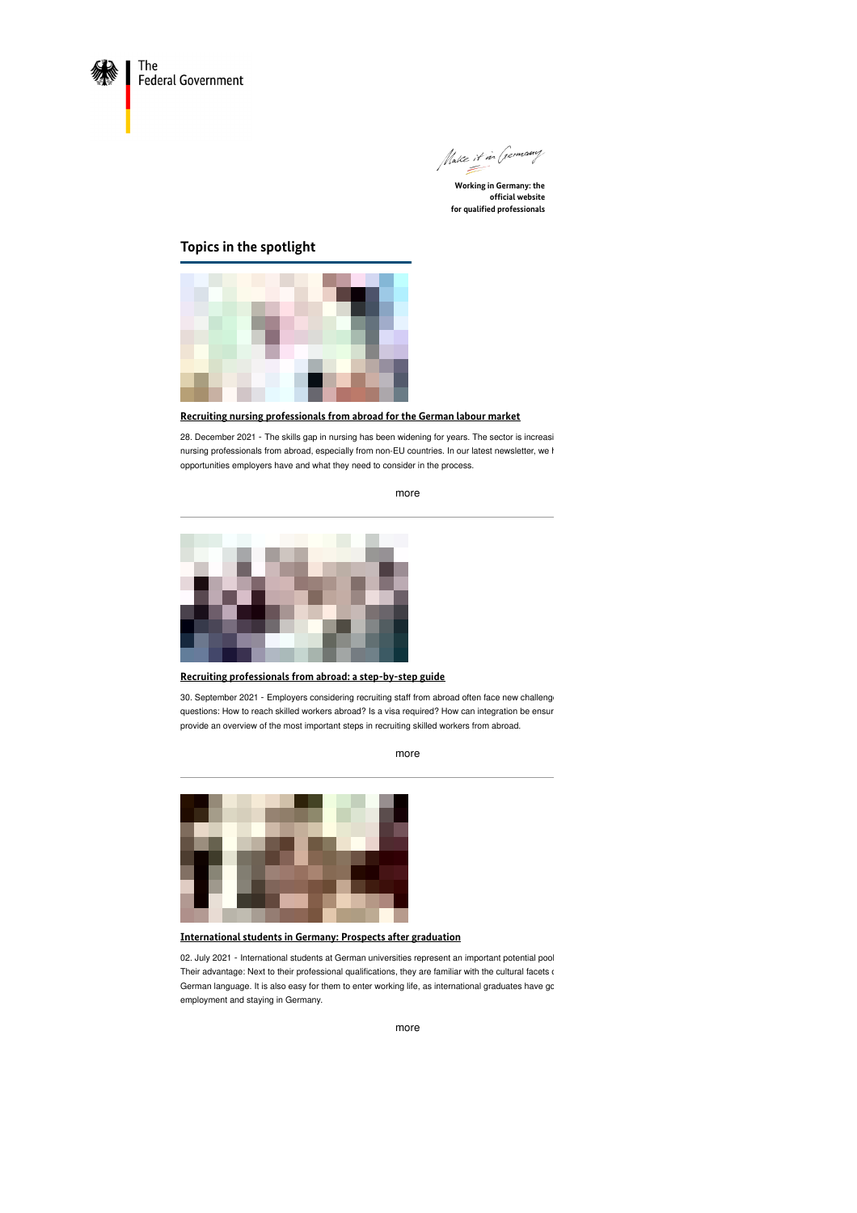The
Federal Government

Make it in Germany

**Working in Germany: the official website for qualified professionals**

## Topics in the spotlight

**Recruiting nursing professionals from abroad for the German labour market**

28. December 2021 - The skills gap in nursing has been widening for years. The sector is increasi nursing professionals from abroad, especially from non-EU countries. In our latest newsletter, we l opportunities employers have and what they need to consider in the process.

more

---

**Recruiting professionals from abroad: a step-by-step guide**

30. September 2021 - Employers considering recruiting staff from abroad often face new challeng questions: How to reach skilled workers abroad? Is a visa required? How can integration be ensur provide an overview of the most important steps in recruiting skilled workers from abroad.

more

---

**International students in Germany: Prospects after graduation**

02. July 2021 - International students at German universities represent an important potential pool Their advantage: Next to their professional qualifications, they are familiar with the cultural facets c German language. It is also easy for them to enter working life, as international graduates have gc employment and staying in Germany.

more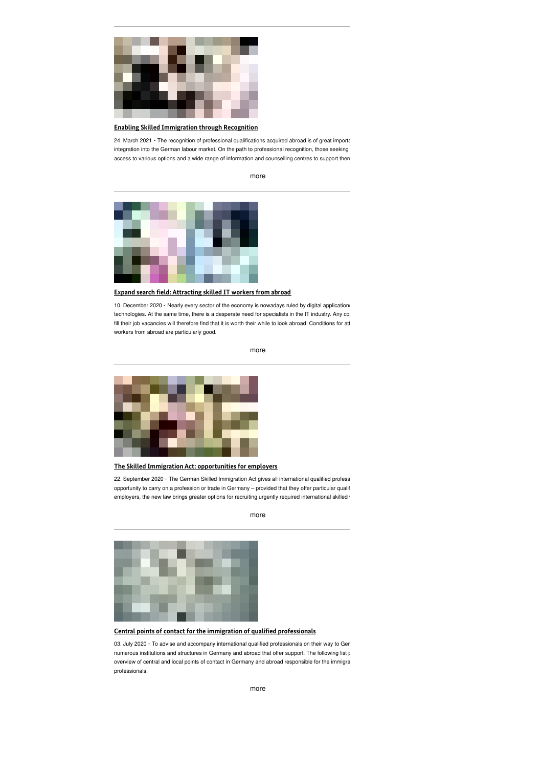## Enabling Skilled Immigration through Recognition

24. March 2021 - The recognition of professional qualifications acquired abroad is of great importa integration into the German labour market. On the path to professional recognition, those seeking access to various options and a wide range of information and counselling centres to support them

more

## Expand search field: Attracting skilled IT workers from abroad

10. December 2020 - Nearly every sector of the economy is nowadays ruled by digital applications technologies. At the same time, there is a desperate need for specialists in the IT industry. Any co fill their job vacancies will therefore find that it is worth their while to look abroad: Conditions for att workers from abroad are particularly good.

more

## The Skilled Immigration Act: opportunities for employers

22. September 2020 - The German Skilled Immigration Act gives all international qualified profess opportunity to carry on a profession or trade in Germany – provided that they offer particular qualif employers, the new law brings greater options for recruiting urgently required international skilled

more

## Central points of contact for the immigration of qualified professionals

03. July 2020 - To advise and accompany international qualified professionals on their way to Ger numerous institutions and structures in Germany and abroad that offer support. The following list p overview of central and local points of contact in Germany and abroad responsible for the immigra professionals.

more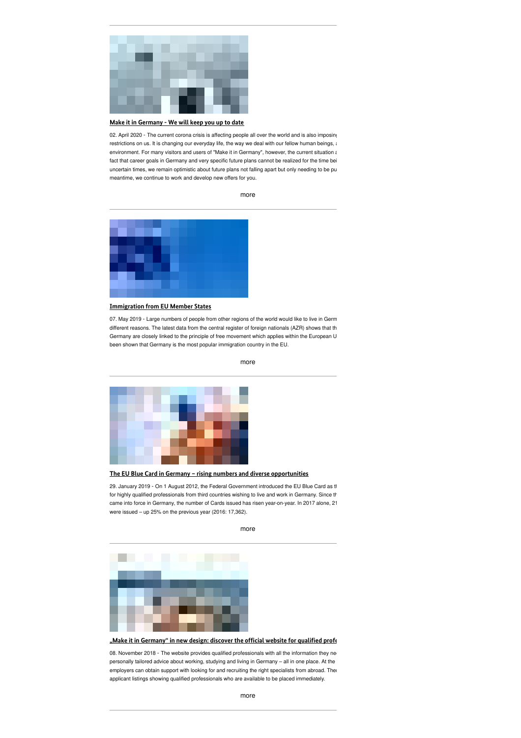[Make it in Germany - We will keep you up to date](#)

02. April 2020 - The current corona crisis is affecting people all over the world and is also imposing restrictions on us. It is changing our everyday life, the way we deal with our fellow human beings, a environment. For many visitors and users of "Make it in Germany", however, the current situation a fact that career goals in Germany and very specific future plans cannot be realized for the time bei uncertain times, we remain optimistic about future plans not falling apart but only needing to be pu meantime, we continue to work and develop new offers for you.

more

---

[Immigration from EU Member States](#)

07. May 2019 - Large numbers of people from other regions of the world would like to live in Germ different reasons. The latest data from the central register of foreign nationals (AZR) shows that th Germany are closely linked to the principle of free movement which applies within the European U been shown that Germany is the most popular immigration country in the EU.

more

---

[The EU Blue Card in Germany – rising numbers and diverse opportunities](#)

29. January 2019 - On 1 August 2012, the Federal Government introduced the EU Blue Card as tl for highly qualified professionals from third countries wishing to live and work in Germany. Since th came into force in Germany, the number of Cards issued has risen year-on-year. In 2017 alone, 21 were issued – up 25% on the previous year (2016: 17,362).

more

---

[„Make it in Germany“ in new design: discover the official website for qualified profe](#)

08. November 2018 - The website provides qualified professionals with all the information they ne personally tailored advice about working, studying and living in Germany – all in one place. At the employers can obtain support with looking for and recruiting the right specialists from abroad. Ther applicant listings showing qualified professionals who are available to be placed immediately.

more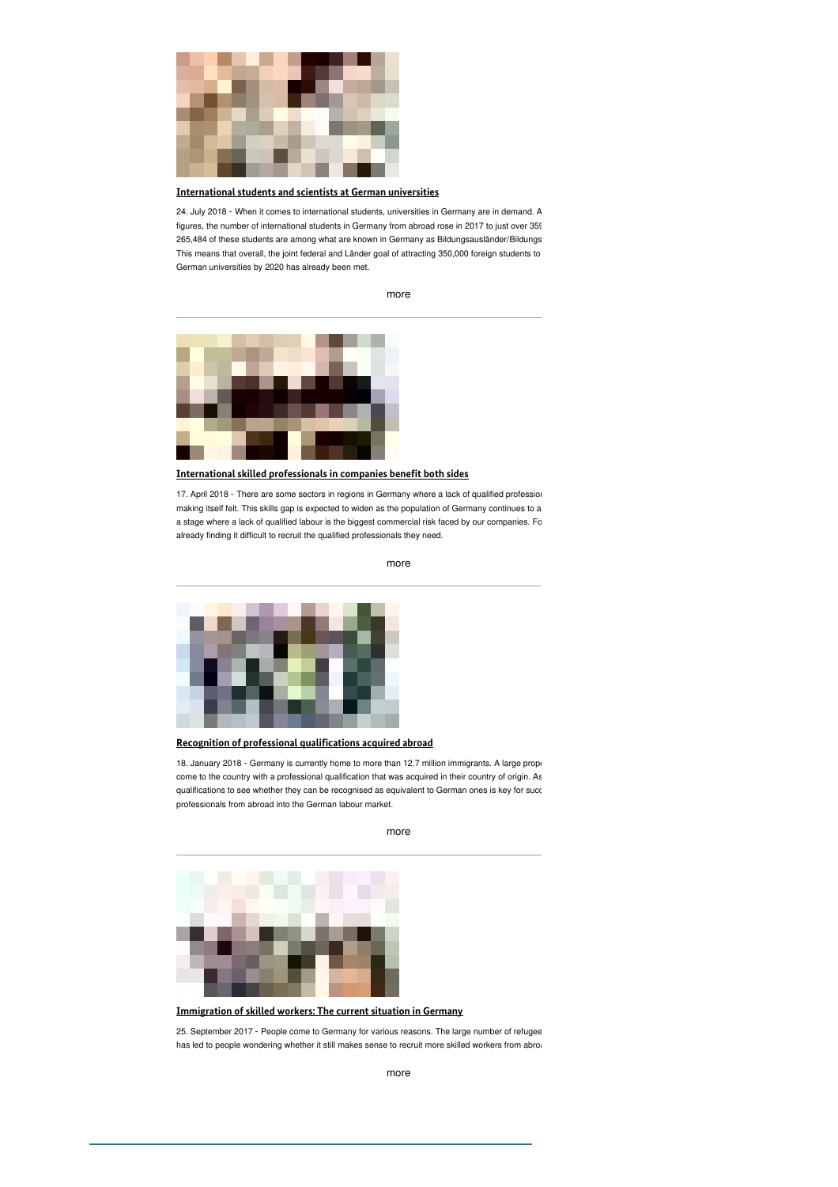## International students and scientists at German universities

24. July 2018 - When it comes to international students, universities in Germany are in demand. A figures, the number of international students in Germany from abroad rose in 2017 to just over 35( 265,484 of these students are among what are known in Germany as Bildungsausländer/Bildungs This means that overall, the joint federal and Länder goal of attracting 350,000 foreign students to German universities by 2020 has already been met.

more

---

## International skilled professionals in companies benefit both sides

17. April 2018 - There are some sectors in regions in Germany where a lack of qualified professio making itself felt. This skills gap is expected to widen as the population of Germany continues to a a stage where a lack of qualified labour is the biggest commercial risk faced by our companies. Fo already finding it difficult to recruit the qualified professionals they need.

more

---

## Recognition of professional qualifications acquired abroad

18. January 2018 - Germany is currently home to more than 12.7 million immigrants. A large prop come to the country with a professional qualification that was acquired in their country of origin. As qualifications to see whether they can be recognised as equivalent to German ones is key for succ professionals from abroad into the German labour market.

more

---

## Immigration of skilled workers: The current situation in Germany

25. September 2017 - People come to Germany for various reasons. The large number of refugee has led to people wondering whether it still makes sense to recruit more skilled workers from abro

more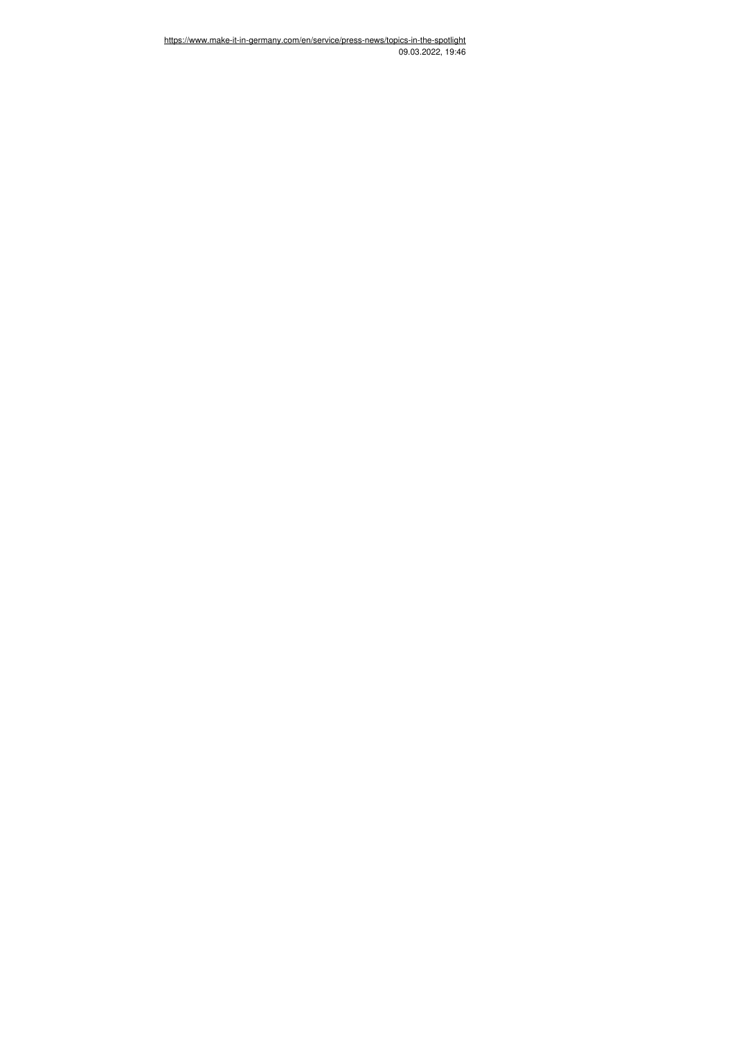https://www.make-it-in-germany.com/en/service/press-news/topics-in-the-spotlight
09.03.2022, 19:46